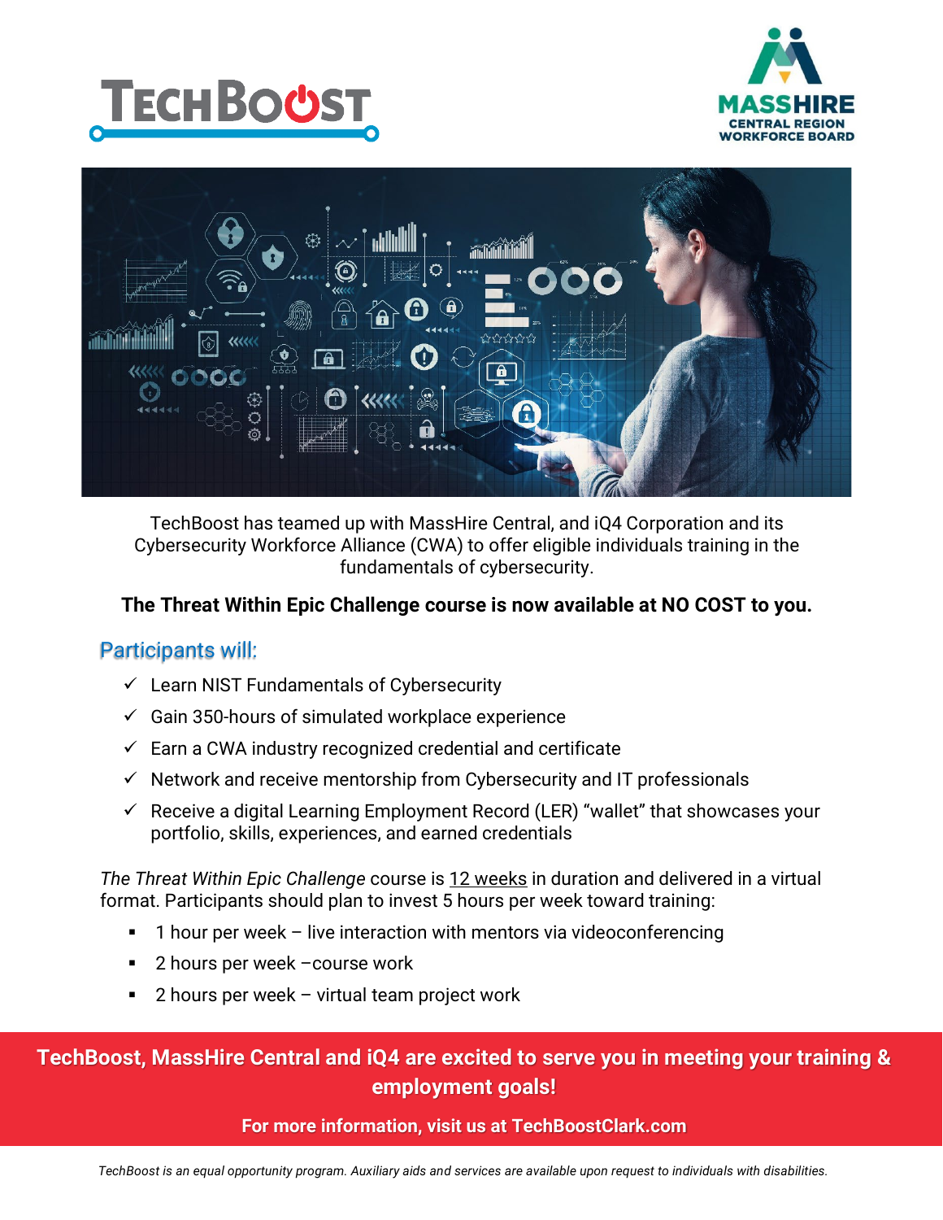TechBoost has teamed up with MassHire Central, and iQ4 Corporation and its Cybersecurity Workforce Alliance (CWA) to offer eligible individuals training in the fundamentals of cybersecurity.

**The Threat Within Epic Challenge course is now available at NO COST to you.**

## Participants will:

- ✓ Learn NIST Fundamentals of Cybersecurity
- ✓ Gain 350-hours of simulated workplace experience
- ✓ Earn a CWA industry recognized credential and certificate
- ✓ Network and receive mentorship from Cybersecurity and IT professionals
- ✓ Receive a digital Learning Employment Record (LER) "wallet" that showcases your portfolio, skills, experiences, and earned credentials

*The Threat Within Epic Challenge* course is 12 weeks in duration and delivered in a virtual format. Participants should plan to invest 5 hours per week toward training:

- 1 hour per week – live interaction with mentors via videoconferencing
- 2 hours per week –course work
- 2 hours per week – virtual team project work

**TechBoost, MassHire Central and iQ4 are excited to serve you in meeting your training & employment goals!**

**For more information, visit us at TechBoostClark.com**

*TechBoost is an equal opportunity program. Auxiliary aids and services are available upon request to individuals with disabilities.*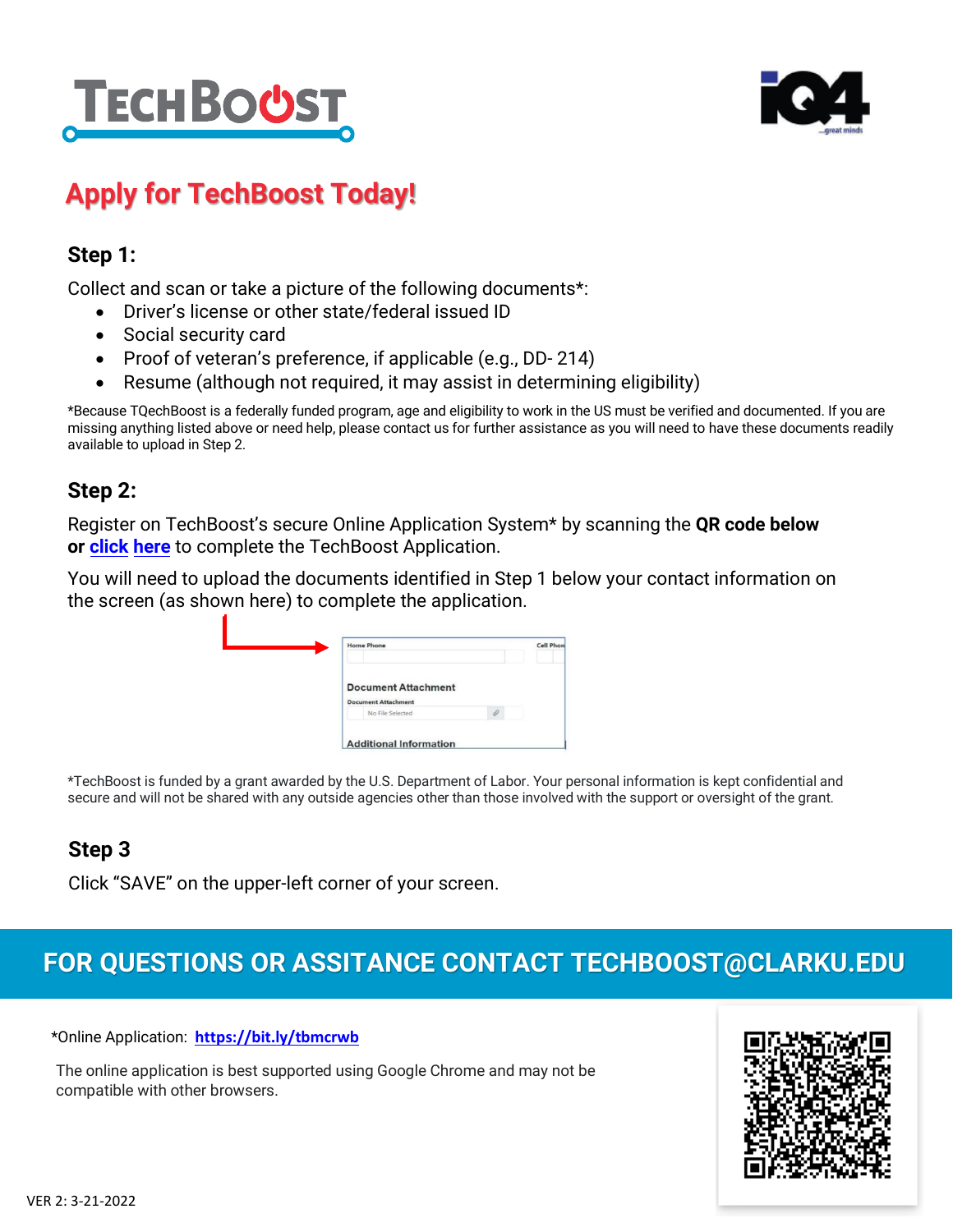# Apply for TechBoost Today!

### Step 1:

Collect and scan or take a picture of the following documents*:

- Driver's license or other state/federal issued ID
- Social security card
- Proof of veteran's preference, if applicable (e.g., DD- 214)
- Resume (although not required, it may assist in determining eligibility)

*Because TQechBoost is a federally funded program, age and eligibility to work in the US must be verified and documented. If you are missing anything listed above or need help, please contact us for further assistance as you will need to have these documents readily available to upload in Step 2.

### Step 2:

Register on TechBoost's secure Online Application System* by scanning the **QR code below or click here** to complete the TechBoost Application.

You will need to upload the documents identified in Step 1 below your contact information on the screen (as shown here) to complete the application.

Home Phone
Cell Phon
Document Attachment
Document Attachment
No File Selected
Additional Information

*TechBoost is funded by a grant awarded by the U.S. Department of Labor. Your personal information is kept confidential and secure and will not be shared with any outside agencies other than those involved with the support or oversight of the grant.

### Step 3

Click "SAVE" on the upper-left corner of your screen.

## FOR QUESTIONS OR ASSITANCE CONTACT TECHBOOST@CLARKU.EDU

*Online Application: **https://bit.ly/tbmcrwb**

The online application is best supported using Google Chrome and may not be compatible with other browsers.

VER 2: 3-21-2022